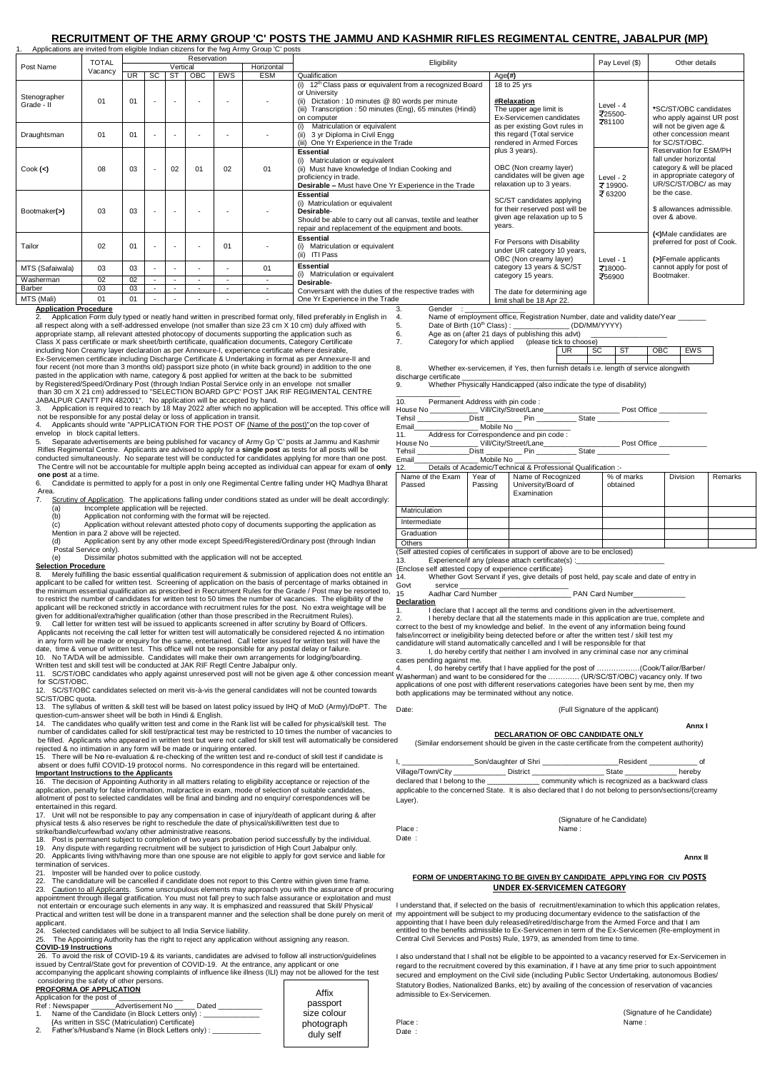# RECRUITMENT OF THE ARMY GROUP 'C' POSTS THE JAMMU AND KASHMIR RIFLES REGIMENTAL CENTRE, JABALPUR (MP)

1. Applications are invited from eligible Indian citizens for the fwg Army Group 'C' posts

| Post Name | TOTAL Vacancy | Reservation | | | | | | Eligibility | | Pay Level ($) | Other details |
|---|---|---|---|---|---|---|---|---|---|---|---|
| | | Vertical | | | | | Horizontal | | | | |
| | | UR | SC | ST | OBC | EWS | ESM | Qualification | Age(#) | | |
| Stenographer Grade - II | 01 | 01 | - | - | - | - | - | (i) 12th Class pass or equivalent from a recognized Board or University<br>(ii) Dictation : 10 minutes @ 80 words per minute<br>(iii) Transcription : 50 minutes (Eng), 65 minutes (Hindi) on computer | 18 to 25 yrs<br><br>**#Relaxation**<br>The upper age limit is Ex-Servicemen candidates as per existing Govt rules in this regard (Total service rendered in Armed Forces plus 3 years).<br><br>OBC (Non creamy layer) candidates will be given age relaxation up to 3 years.<br><br>SC/ST candidates applying for their reserved post will be given age relaxation up to 5 years.<br><br>For Persons with Disability under UR category 10 years, OBC (Non creamy layer) category 13 years & SC/ST category 15 years.<br><br>The date for determining age limit shall be 18 Apr 22. | Level - 4<br>₹25500-₹81100 | *SC/ST/OBC candidates who apply against UR post will not be given age & other concession meant for SC/ST/OBC.<br>Reservation for ESM/PH fall under horizontal category & will be placed in appropriate category of UR/SC/ST/OBC/ as may be the case.<br><br>$ allowances admissible. over & above.<br><br>(<)Male candidates are preferred for post of Cook.<br><br>(>)Female applicants cannot apply for post of Bootmaker. |
| Draughtsman | 01 | 01 | - | - | - | - | - | (i) Matriculation or equivalent<br>(ii) 3 yr Diploma in Civil Engg<br>(iii) One Yr Experience in the Trade | | | |
| Cook (<) | 08 | 03 | - | 02 | 01 | 02 | 01 | **Essential**<br>(i) Matriculation or equivalent<br>(ii) Must have knowledge of Indian Cooking and proficiency in trade.<br>**Desirable –** Must have One Yr Experience in the Trade | | Level - 2<br>₹ 19900-₹ 63200 | |
| Bootmaker(>) | 03 | 03 | - | - | - | - | - | **Essential**<br>(i) Matriculation or equivalent<br>**Desirable**-<br>Should be able to carry out all canvas, textile and leather repair and replacement of the equipment and boots. | | | |
| Tailor | 02 | 01 | - | - | - | 01 | - | **Essential**<br>(i) Matriculation or equivalent<br>(ii) ITI Pass | | Level - 1<br>₹18000-₹56900 | |
| MTS (Safaiwala) | 03 | 03 | - | - | - | - | 01 | **Essential**<br>(i) Matriculation or equivalent<br>**Desirable**-<br>Conversant with the duties of the respective trades with One Yr Experience in the Trade | | | |
| Washerman | 02 | 02 | - | - | - | - | - | | | | |
| Barber | 03 | 03 | - | - | - | - | - | | | | |
| MTS (Mali) | 01 | 01 | - | - | - | - | - | | | | |

## Application Procedure

2. Application Form duly typed or neatly hand written in prescribed format only, filled preferably in English in all respect along with a self-addressed envelope (not smaller than size 23 cm X 10 cm) duly affixed with appropriate stamp, all relevant attested photocopy of documents supporting the application such as Class X pass certificate or mark sheet/birth certificate, qualification documents, Category Certificate including Non Creamy layer declaration as per Annexure-I, experience certificate where desirable, Ex-Servicemen certificate including Discharge Certificate & Undertaking in format as per Annexure-II and four recent (not more than 3 months old) passport size photo (in white back ground) in addition to the one pasted in the application with name, category & post applied for written at the back to be submitted by Registered/Speed/Ordinary Post (through Indian Postal Service only in an envelope not smaller than 30 cm X 21 cm) addressed to "SELECTION BOARD GP'C' POST JAK RIF REGIMENTAL CENTRE JABALPUR CANTT PIN 482001". No application will be accepted by hand.

3. Application is required to reach by 18 May 2022 after which no application will be accepted. This office will not be responsible for any postal delay or loss of application in transit.

4. Applicants should write "APPLICATION FOR THE POST OF (Name of the post)" on the top cover of envelop in block capital letters.

5. Separate advertisements are being published for vacancy of Army Gp 'C' posts at Jammu and Kashmir Rifles Regimental Centre. Applicants are advised to apply for a **single post** as tests for all posts will be conducted simultaneously. No separate test will be conducted for candidates applying for more than one post. The Centre will not be accountable for multiple appln being accepted as individual can appear for exam of **only one post** at a time.

6. Candidate is permitted to apply for a post in only one Regimental Centre falling under HQ Madhya Bharat Area.

7. Scrutiny of Application. The applications falling under conditions stated as under will be dealt accordingly:
   - (a) Incomplete application will be rejected.
   - (b) Application not conforming with the format will be rejected.
   - (c) Application without relevant attested photo copy of documents supporting the application as Mention in para 2 above will be rejected.
   - (d) Application sent by any other mode except Speed/Registered/Ordinary post (through Indian Postal Service only).
   - (e) Dissimilar photos submitted with the application will not be accepted.

## Selection Procedure

8. Merely fulfilling the basic essential qualification requirement & submission of application does not entitle an applicant to be called for written test. Screening of application on the basis of percentage of marks obtained in the minimum essential qualification as prescribed in Recruitment Rules for the Grade / Post may be resorted to, to restrict the number of candidates for written test to 50 times the number of vacancies. The eligibility of the applicant will be reckoned strictly in accordance with recruitment rules for the post. No extra weightage will be given for additional/extra/higher qualification (other than those prescribed in the Recruitment Rules).

9. Call letter for written test will be issued to applicants screened in after scrutiny by Board of Officers. Applicants not receiving the call letter for written test will automatically be considered rejected & no intimation in any form will be made or enquiry for the same, entertained. Call letter issued for written test will have the date, time & venue of written test. This office will not be responsible for any postal delay or failure.

10. No TA/DA will be admissible. Candidates will make their own arrangements for lodging/boarding. Written test and skill test will be conducted at JAK RIF Regtl Centre Jabalpur only.

11. SC/ST/OBC candidates who apply against unreserved post will not be given age & other concession meant for SC/ST/OBC.

12. SC/ST/OBC candidates selected on merit vis-à-vis the general candidates will not be counted towards SC/ST/OBC quota.

13. The syllabus of written & skill test will be based on latest policy issued by IHQ of MoD (Army)/DoPT. The question-cum-answer sheet will be both in Hindi & English.

14. The candidates who qualify written test and come in the Rank list will be called for physical/skill test. The number of candidates called for skill test/practical test may be restricted to 10 times the number of vacancies to be filled. Applicants who appeared in written test but were not called for skill test will automatically be considered rejected & no intimation in any form will be made or inquiring entered.

15. There will be No re-evaluation & re-checking of the written test and re-conduct of skill test if candidate is absent or does fulfil COVID-19 protocol norms. No correspondence in this regard will be entertained.

## Important Instructions to the Applicants

16. The decision of Appointing Authority in all matters relating to eligibility acceptance or rejection of the application, penalty for false information, malpractice in exam, mode of selection of suitable candidates, allotment of post to selected candidates will be final and binding and no enquiry/ correspondences will be entertained in this regard.

17. Unit will not be responsible to pay any compensation in case of injury/death of applicant during & after physical tests & also reserves be right to reschedule the date of physical/skill/written test due to strike/bandle/curfew/bad wx/any other administrative reasons.

18. Post is permanent subject to completion of two years probation period successfully by the individual.

19. Any dispute with regarding recruitment will be subject to jurisdiction of High Court Jabalpur only.

20. Applicants living with/having more than one spouse are not eligible to apply for govt service and liable for termination of services.

21. Imposter will be handed over to police custody.

22. The candidature will be cancelled if candidate does not report to this Centre within given time frame.

23. Caution to all Applicants. Some unscrupulous elements may approach you with the assurance of procuring appointment through illegal gratification. You must not fall prey to such false assurance or exploitation and must not entertain or encourage such elements in any way. It is emphasized and reassured that Skill/ Physical/ Practical and written test will be done in a transparent manner and the selection shall be done purely on merit of applicant.

24. Selected candidates will be subject to all India Service liability.

25. The Appointing Authority has the right to reject any application without assigning any reason.

## COVID-19 Instructions

26. To avoid the risk of COVID-19 & its variants, candidates are advised to follow all instruction/guidelines issued by Central/State govt for prevention of COVID-19. At the entrance, any applicant or one accompanying the applicant showing complaints of influence like illness (ILI) may not be allowed for the test considering the safety of other persons.

## PROFORMA OF APPLICATION

Application for the post of ________________

Ref : Newspaper ______Advertisement No _____ Dated __________

Affix passport size colour photograph duly self

1. Name of the Candidate (in Block Letters only) : ______________
   (As written in SSC (Matriculation) Certificate}
2. Father's/Husband's Name (in Block Letters only) : ____________
3. Gender : ____________
4. Name of employment office, Registration Number, date and validity date/Year _______
5. Date of Birth (10th Class) : _____________ (DD/MM/YYYY)
6. Age as on (after 21 days of publishing this advt) ________________
7. Category for which applied (please tick to choose)

| UR | SC | ST | OBC | EWS |
|---|---|---|---|---|
| | | | | |

8. Whether ex-servicemen, if Yes, then furnish details i.e. length of service alongwith discharge certificate ________________________
9. Whether Physically Handicapped (also indicate the type of disability) ______________
10. Permanent Address with pin code :
    House No ___________ Vill/City/Street/Lane________________ Post Office ___________
    Tehsil ___________Distt _________ Pin _________ State ________________
    Email_______________ Mobile No ______________
11. Address for Correspondence and pin code :
    House No ___________ Vill/City/Street/Lane________________ Post Office ___________
    Tehsil ___________Distt _________ Pin _________ State ________________
    Email_______________ Mobile No ______________
12. Details of Academic/Technical & Professional Qualification :-

| Name of the Exam Passed | Year of Passing | Name of Recognized University/Board of Examination | % of marks obtained | Division | Remarks |
|---|---|---|---|---|---|
| Matriculation | | | | | |
| Intermediate | | | | | |
| Graduation | | | | | |
| Others | | | | | |

(Self attested copies of certificates in support of above are to be enclosed)

13. Experience/if any (please attach certificate(s) :____________________
    {Enclose self attested copy of experience certificate}
14. Whether Govt Servant if yes, give details of post held, pay scale and date of entry in Govt service ____________________
15. Aadhar Card Number ________________ PAN Card Number____________

**Declaration**

1. I declare that I accept all the terms and conditions given in the advertisement.
2. I hereby declare that all the statements made in this application are true, complete and correct to the best of my knowledge and belief. In the event of any information being found false/incorrect or ineligibility being detected before or after the written test / skill test my candidature will stand automatically cancelled and I will be responsible for that
3. I, do hereby certify that neither I am involved in any criminal case nor any criminal cases pending against me.
4. I, do hereby certify that I have applied for the post of ……………….(Cook/Tailor/Barber/ Washerman) and want to be considered for the …………. (UR/SC/ST/OBC) vacancy only. If two applications of one post with different reservations categories have been sent by me, then my both applications may be terminated without any notice.

Date: (Full Signature of the applicant)

**Annx I**

### DECLARATION OF OBC CANDIDATE ONLY

(Similar endorsement should be given in the caste certificate from the competent authority)

I, ________________Son/daughter of Shri __________________Resident ___________ of Village/Town/City ____________ District __________________ State ____________ hereby declared that I belong to the ____________ community which is recognized as a backward class applicable to the concerned State. It is also declared that I do not belong to person/sections/(creamy Layer).

(Signature of he Candidate)

Place : Name :

Date :

**Annx II**

### FORM OF UNDERTAKING TO BE GIVEN BY CANDIDATE APPLYING FOR CIV POSTS UNDER EX-SERVICEMEN CATEGORY

I understand that, if selected on the basis of recruitment/examination to which this application relates, my appointment will be subject to my producing documentary evidence to the satisfaction of the appointing that I have been duly released/retired/discharge from the Armed Force and that I am entitled to the benefits admissible to Ex-Servicemen in term of the Ex-Servicemen (Re-employment in Central Civil Services and Posts) Rule, 1979, as amended from time to time.

I also understand that I shall not be eligible to be appointed to a vacancy reserved for Ex-Servicemen in regard to the recruitment covered by this examination, if I have at any time prior to such appointment secured and employment on the Civil side (including Public Sector Undertaking, autonomous Bodies/ Statutory Bodies, Nationalized Banks, etc) by availing of the concession of reservation of vacancies admissible to Ex-Servicemen.

(Signature of he Candidate)

Place : Name :

Date :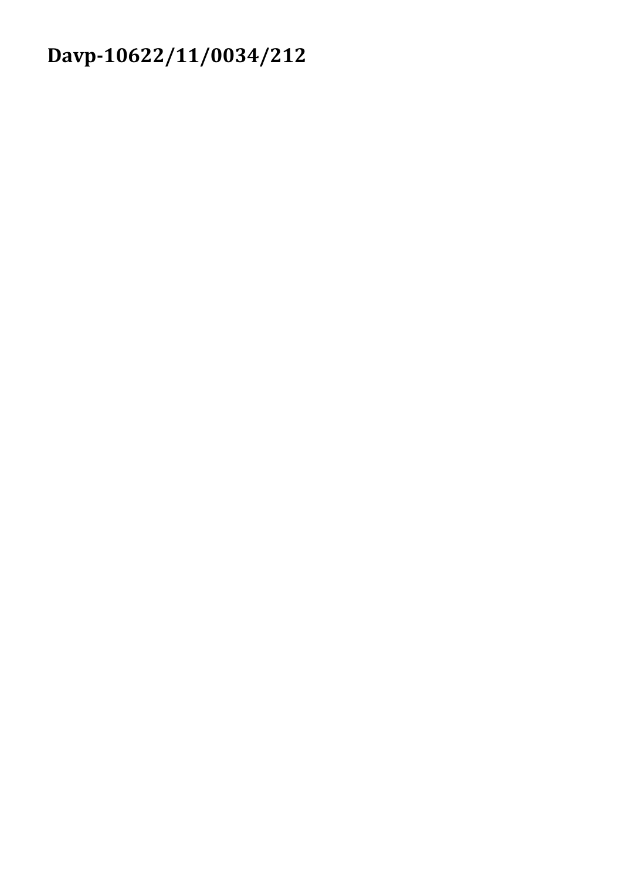**Davp-10622/11/0034/212**